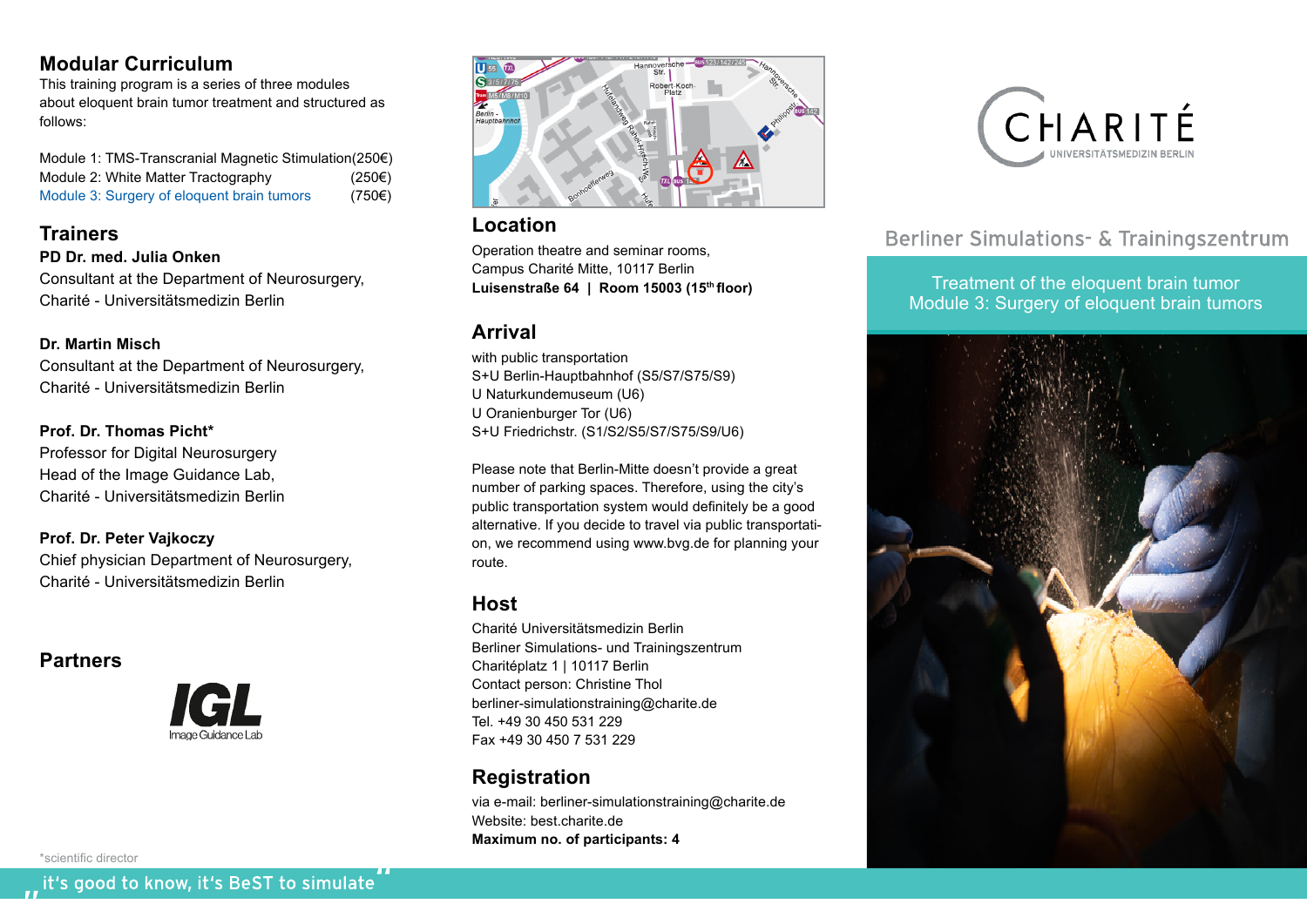## Modular Curriculum

This training program is a series of three modules about eloquent brain tumor treatment and structured as follows:

Module 1: TMS-Transcranial Magnetic Stimulation (250€)
Module 2: White Matter Tractography (250€)
Module 3: Surgery of eloquent brain tumors (750€)

## Trainers

**PD Dr. med. Julia Onken**
Consultant at the Department of Neurosurgery,
Charité - Universitätsmedizin Berlin

**Dr. Martin Misch**
Consultant at the Department of Neurosurgery,
Charité - Universitätsmedizin Berlin

**Prof. Dr. Thomas Picht***
Professor for Digital Neurosurgery
Head of the Image Guidance Lab,
Charité - Universitätsmedizin Berlin

**Prof. Dr. Peter Vajkoczy**
Chief physician Department of Neurosurgery,
Charité - Universitätsmedizin Berlin

## Partners

IGL Image Guidance Lab

*scientific director

## Location

Operation theatre and seminar rooms,
Campus Charité Mitte, 10117 Berlin
**Luisenstraße 64 | Room 15003 (15th floor)**

## Arrival

with public transportation
S+U Berlin-Hauptbahnhof (S5/S7/S75/S9)
U Naturkundemuseum (U6)
U Oranienburger Tor (U6)
S+U Friedrichstr. (S1/S2/S5/S7/S75/S9/U6)

Please note that Berlin-Mitte doesn't provide a great number of parking spaces. Therefore, using the city's public transportation system would definitely be a good alternative. If you decide to travel via public transportation, we recommend using www.bvg.de for planning your route.

## Host

Charité Universitätsmedizin Berlin
Berliner Simulations- und Trainingszentrum
Charitéplatz 1 | 10117 Berlin
Contact person: Christine Thol
berliner-simulationstraining@charite.de
Tel. +49 30 450 531 229
Fax +49 30 450 7 531 229

## Registration

via e-mail: berliner-simulationstraining@charite.de
Website: best.charite.de
**Maximum no. of participants: 4**

CHARITÉ UNIVERSITÄTSMEDIZIN BERLIN

Berliner Simulations- & Trainingszentrum

Treatment of the eloquent brain tumor
Module 3: Surgery of eloquent brain tumors

„it's good to know, it's BeST to simulate"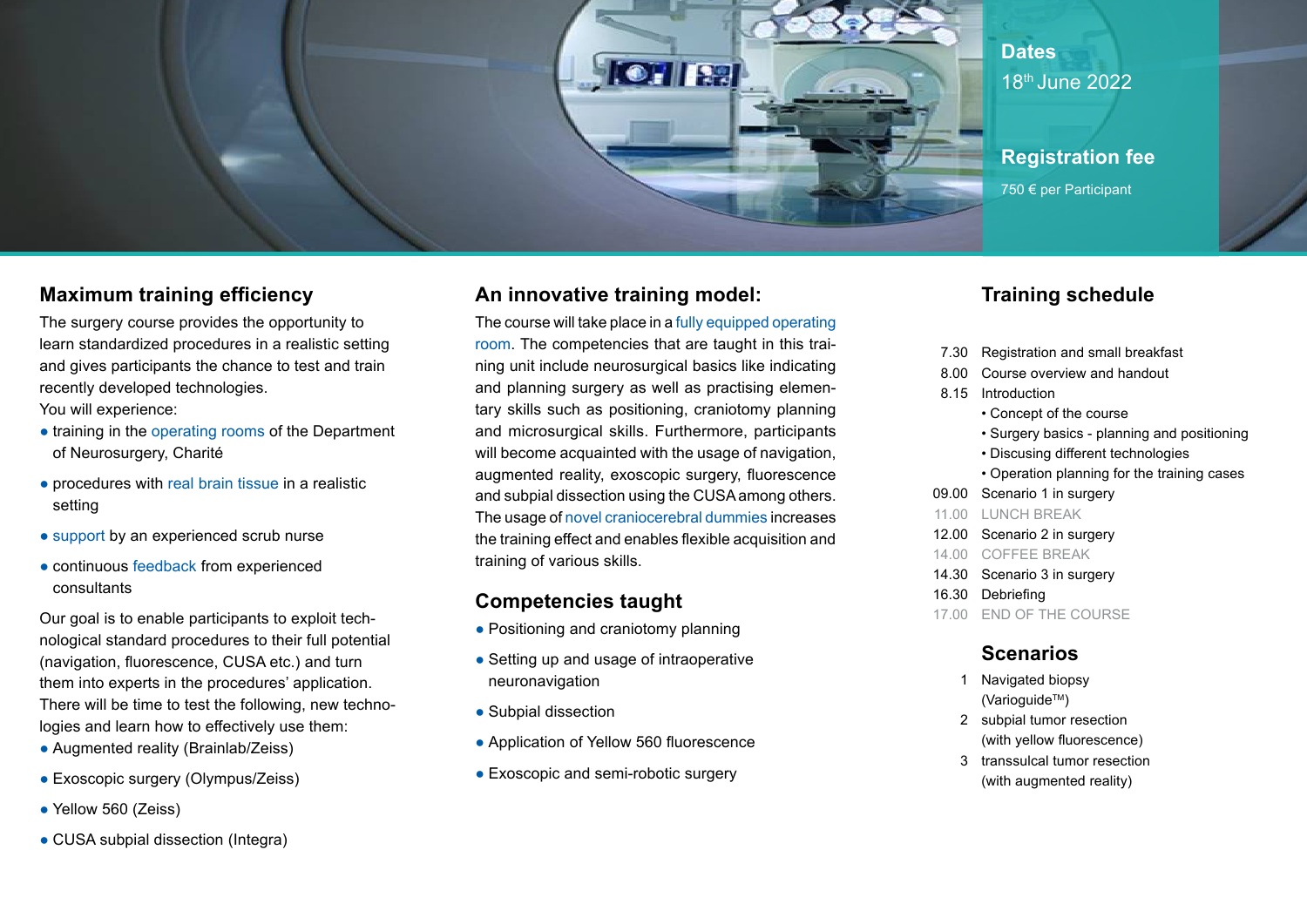**Dates**

18th June 2022

**Registration fee**

750 € per Participant

## Maximum training efficiency

The surgery course provides the opportunity to learn standardized procedures in a realistic setting and gives participants the chance to test and train recently developed technologies.

You will experience:

- training in the operating rooms of the Department of Neurosurgery, Charité
- procedures with real brain tissue in a realistic setting
- support by an experienced scrub nurse
- continuous feedback from experienced consultants

Our goal is to enable participants to exploit technological standard procedures to their full potential (navigation, fluorescence, CUSA etc.) and turn them into experts in the procedures' application. There will be time to test the following, new technologies and learn how to effectively use them:

- Augmented reality (Brainlab/Zeiss)
- Exoscopic surgery (Olympus/Zeiss)
- Yellow 560 (Zeiss)
- CUSA subpial dissection (Integra)

## An innovative training model:

The course will take place in a fully equipped operating room. The competencies that are taught in this training unit include neurosurgical basics like indicating and planning surgery as well as practising elementary skills such as positioning, craniotomy planning and microsurgical skills. Furthermore, participants will become acquainted with the usage of navigation, augmented reality, exoscopic surgery, fluorescence and subpial dissection using the CUSA among others. The usage of novel craniocerebral dummies increases the training effect and enables flexible acquisition and training of various skills.

## Competencies taught

- Positioning and craniotomy planning
- Setting up and usage of intraoperative neuronavigation
- Subpial dissection
- Application of Yellow 560 fluorescence
- Exoscopic and semi-robotic surgery

## Training schedule

| | |
|---|---|
| 7.30 | Registration and small breakfast |
| 8.00 | Course overview and handout |
| 8.15 | Introduction<br>• Concept of the course<br>• Surgery basics - planning and positioning<br>• Discusing different technologies<br>• Operation planning for the training cases |
| 09.00 | Scenario 1 in surgery |
| 11.00 | LUNCH BREAK |
| 12.00 | Scenario 2 in surgery |
| 14.00 | COFFEE BREAK |
| 14.30 | Scenario 3 in surgery |
| 16.30 | Debriefing |
| 17.00 | END OF THE COURSE |

## Scenarios

| | |
|---|---|
| 1 | Navigated biopsy (VarioguideTM) |
| 2 | subpial tumor resection (with yellow fluorescence) |
| 3 | transsulcal tumor resection (with augmented reality) |